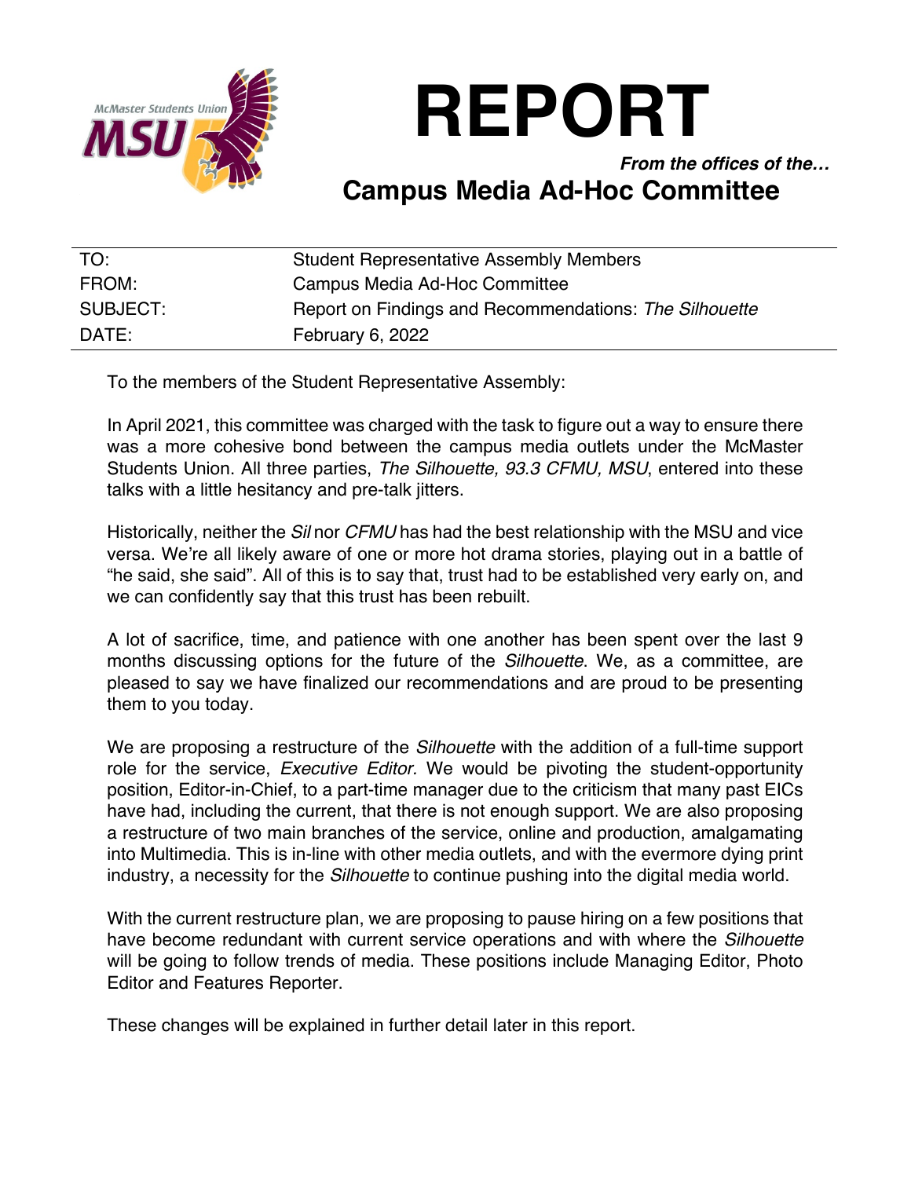# REPORT

***From the offices of the…***

## Campus Media Ad-Hoc Committee

| | |
|---|---|
| TO: | Student Representative Assembly Members |
| FROM: | Campus Media Ad-Hoc Committee |
| SUBJECT: | Report on Findings and Recommendations: *The Silhouette* |
| DATE: | February 6, 2022 |

To the members of the Student Representative Assembly:

In April 2021, this committee was charged with the task to figure out a way to ensure there was a more cohesive bond between the campus media outlets under the McMaster Students Union. All three parties, *The Silhouette, 93.3 CFMU, MSU*, entered into these talks with a little hesitancy and pre-talk jitters.

Historically, neither the *Sil* nor *CFMU* has had the best relationship with the MSU and vice versa. We're all likely aware of one or more hot drama stories, playing out in a battle of "he said, she said". All of this is to say that, trust had to be established very early on, and we can confidently say that this trust has been rebuilt.

A lot of sacrifice, time, and patience with one another has been spent over the last 9 months discussing options for the future of the *Silhouette*. We, as a committee, are pleased to say we have finalized our recommendations and are proud to be presenting them to you today.

We are proposing a restructure of the *Silhouette* with the addition of a full-time support role for the service, *Executive Editor.* We would be pivoting the student-opportunity position, Editor-in-Chief, to a part-time manager due to the criticism that many past EICs have had, including the current, that there is not enough support. We are also proposing a restructure of two main branches of the service, online and production, amalgamating into Multimedia. This is in-line with other media outlets, and with the evermore dying print industry, a necessity for the *Silhouette* to continue pushing into the digital media world.

With the current restructure plan, we are proposing to pause hiring on a few positions that have become redundant with current service operations and with where the *Silhouette* will be going to follow trends of media. These positions include Managing Editor, Photo Editor and Features Reporter.

These changes will be explained in further detail later in this report.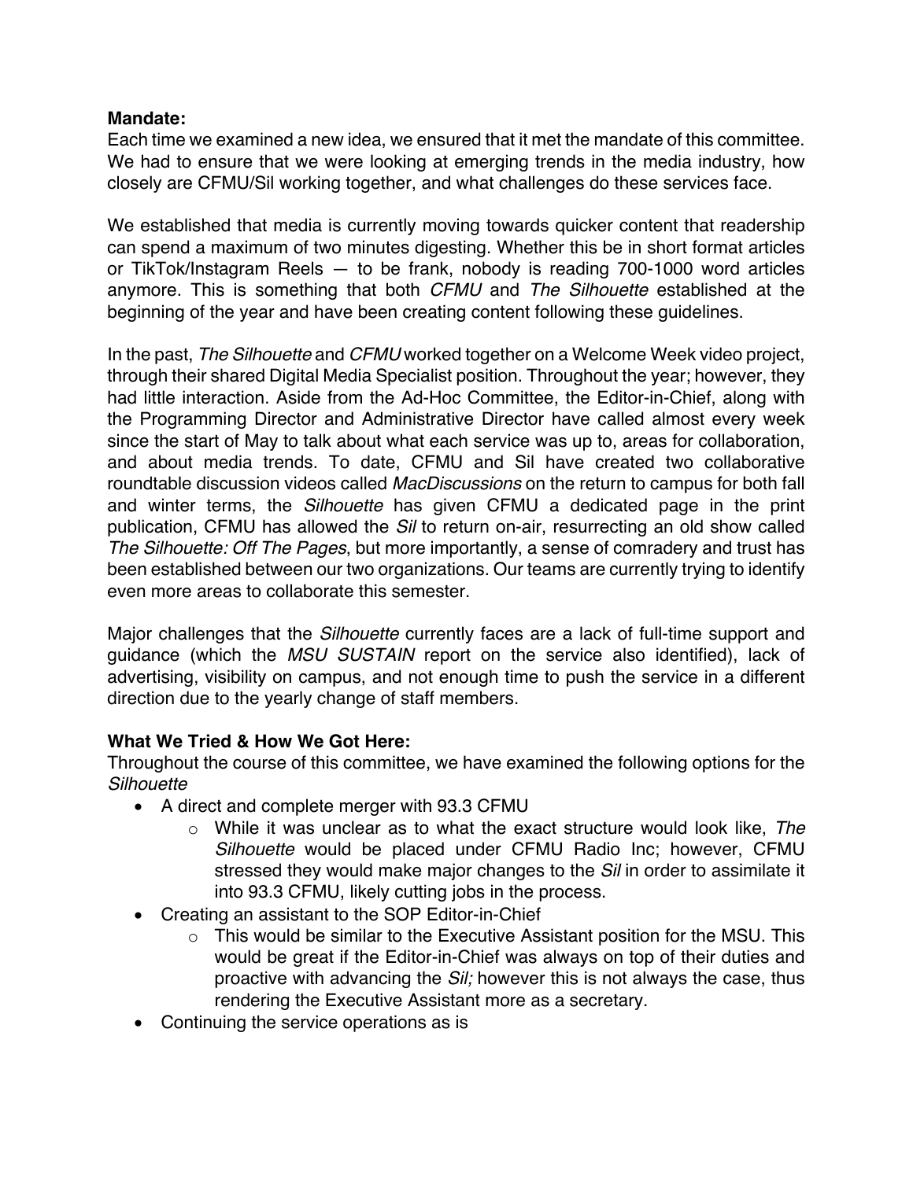**Mandate:**
Each time we examined a new idea, we ensured that it met the mandate of this committee. We had to ensure that we were looking at emerging trends in the media industry, how closely are CFMU/Sil working together, and what challenges do these services face.

We established that media is currently moving towards quicker content that readership can spend a maximum of two minutes digesting. Whether this be in short format articles or TikTok/Instagram Reels — to be frank, nobody is reading 700-1000 word articles anymore. This is something that both *CFMU* and *The Silhouette* established at the beginning of the year and have been creating content following these guidelines.

In the past, *The Silhouette* and *CFMU* worked together on a Welcome Week video project, through their shared Digital Media Specialist position. Throughout the year; however, they had little interaction. Aside from the Ad-Hoc Committee, the Editor-in-Chief, along with the Programming Director and Administrative Director have called almost every week since the start of May to talk about what each service was up to, areas for collaboration, and about media trends. To date, CFMU and Sil have created two collaborative roundtable discussion videos called *MacDiscussions* on the return to campus for both fall and winter terms, the *Silhouette* has given CFMU a dedicated page in the print publication, CFMU has allowed the *Sil* to return on-air, resurrecting an old show called *The Silhouette: Off The Pages*, but more importantly, a sense of comradery and trust has been established between our two organizations. Our teams are currently trying to identify even more areas to collaborate this semester.

Major challenges that the *Silhouette* currently faces are a lack of full-time support and guidance (which the *MSU SUSTAIN* report on the service also identified), lack of advertising, visibility on campus, and not enough time to push the service in a different direction due to the yearly change of staff members.

**What We Tried & How We Got Here:**
Throughout the course of this committee, we have examined the following options for the *Silhouette*

- A direct and complete merger with 93.3 CFMU
  - While it was unclear as to what the exact structure would look like, *The Silhouette* would be placed under CFMU Radio Inc; however, CFMU stressed they would make major changes to the *Sil* in order to assimilate it into 93.3 CFMU, likely cutting jobs in the process.
- Creating an assistant to the SOP Editor-in-Chief
  - This would be similar to the Executive Assistant position for the MSU. This would be great if the Editor-in-Chief was always on top of their duties and proactive with advancing the *Sil;* however this is not always the case, thus rendering the Executive Assistant more as a secretary.
- Continuing the service operations as is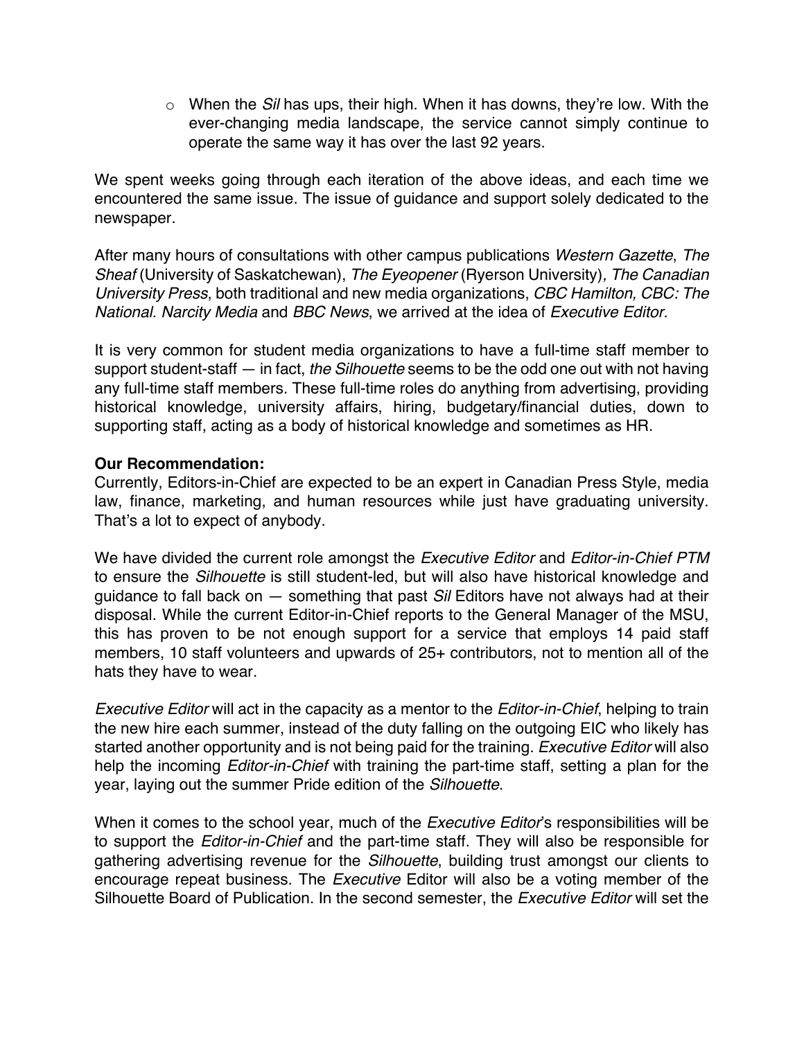- When the *Sil* has ups, their high. When it has downs, they're low. With the ever-changing media landscape, the service cannot simply continue to operate the same way it has over the last 92 years.

We spent weeks going through each iteration of the above ideas, and each time we encountered the same issue. The issue of guidance and support solely dedicated to the newspaper.

After many hours of consultations with other campus publications *Western Gazette*, *The Sheaf* (University of Saskatchewan), *The Eyeopener* (Ryerson University)*, The Canadian University Press*, both traditional and new media organizations, *CBC Hamilton, CBC: The National. Narcity Media* and *BBC News*, we arrived at the idea of *Executive Editor.*

It is very common for student media organizations to have a full-time staff member to support student-staff — in fact, *the Silhouette* seems to be the odd one out with not having any full-time staff members. These full-time roles do anything from advertising, providing historical knowledge, university affairs, hiring, budgetary/financial duties, down to supporting staff, acting as a body of historical knowledge and sometimes as HR.

**Our Recommendation:**
Currently, Editors-in-Chief are expected to be an expert in Canadian Press Style, media law, finance, marketing, and human resources while just have graduating university. That's a lot to expect of anybody.

We have divided the current role amongst the *Executive Editor* and *Editor-in-Chief PTM* to ensure the *Silhouette* is still student-led, but will also have historical knowledge and guidance to fall back on — something that past *Sil* Editors have not always had at their disposal. While the current Editor-in-Chief reports to the General Manager of the MSU, this has proven to be not enough support for a service that employs 14 paid staff members, 10 staff volunteers and upwards of 25+ contributors, not to mention all of the hats they have to wear.

*Executive Editor* will act in the capacity as a mentor to the *Editor-in-Chief*, helping to train the new hire each summer, instead of the duty falling on the outgoing EIC who likely has started another opportunity and is not being paid for the training. *Executive Editor* will also help the incoming *Editor-in-Chief* with training the part-time staff, setting a plan for the year, laying out the summer Pride edition of the *Silhouette*.

When it comes to the school year, much of the *Executive Editor*'s responsibilities will be to support the *Editor-in-Chief* and the part-time staff. They will also be responsible for gathering advertising revenue for the *Silhouette*, building trust amongst our clients to encourage repeat business. The *Executive* Editor will also be a voting member of the Silhouette Board of Publication. In the second semester, the *Executive Editor* will set the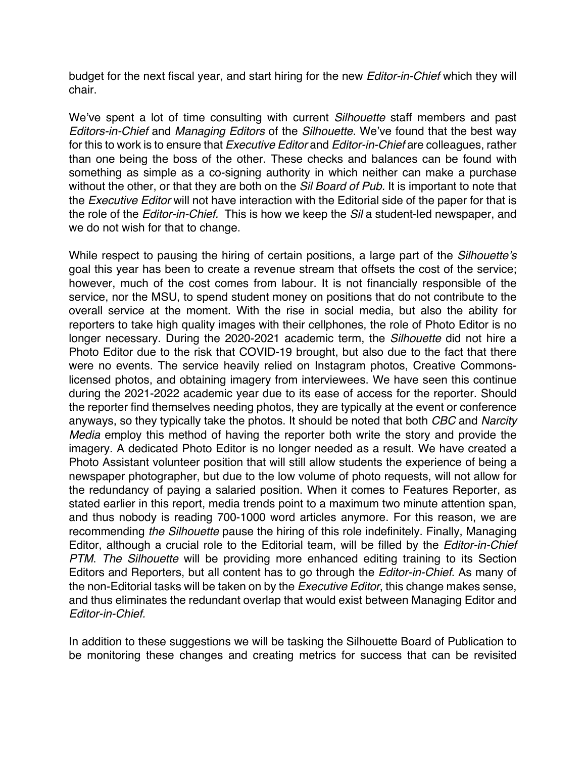budget for the next fiscal year, and start hiring for the new *Editor-in-Chief* which they will chair.

We've spent a lot of time consulting with current *Silhouette* staff members and past *Editors-in-Chief* and *Managing Editors* of the *Silhouette.* We've found that the best way for this to work is to ensure that *Executive Editor* and *Editor-in-Chief* are colleagues, rather than one being the boss of the other. These checks and balances can be found with something as simple as a co-signing authority in which neither can make a purchase without the other, or that they are both on the *Sil Board of Pub.* It is important to note that the *Executive Editor* will not have interaction with the Editorial side of the paper for that is the role of the *Editor-in-Chief.* This is how we keep the *Sil* a student-led newspaper, and we do not wish for that to change.

While respect to pausing the hiring of certain positions, a large part of the *Silhouette's* goal this year has been to create a revenue stream that offsets the cost of the service; however, much of the cost comes from labour. It is not financially responsible of the service, nor the MSU, to spend student money on positions that do not contribute to the overall service at the moment. With the rise in social media, but also the ability for reporters to take high quality images with their cellphones, the role of Photo Editor is no longer necessary. During the 2020-2021 academic term, the *Silhouette* did not hire a Photo Editor due to the risk that COVID-19 brought, but also due to the fact that there were no events. The service heavily relied on Instagram photos, Creative Commons-licensed photos, and obtaining imagery from interviewees. We have seen this continue during the 2021-2022 academic year due to its ease of access for the reporter. Should the reporter find themselves needing photos, they are typically at the event or conference anyways, so they typically take the photos. It should be noted that both *CBC* and *Narcity Media* employ this method of having the reporter both write the story and provide the imagery. A dedicated Photo Editor is no longer needed as a result. We have created a Photo Assistant volunteer position that will still allow students the experience of being a newspaper photographer, but due to the low volume of photo requests, will not allow for the redundancy of paying a salaried position. When it comes to Features Reporter, as stated earlier in this report, media trends point to a maximum two minute attention span, and thus nobody is reading 700-1000 word articles anymore. For this reason, we are recommending *the Silhouette* pause the hiring of this role indefinitely. Finally, Managing Editor, although a crucial role to the Editorial team, will be filled by the *Editor-in-Chief PTM*. *The Silhouette* will be providing more enhanced editing training to its Section Editors and Reporters, but all content has to go through the *Editor-in-Chief*. As many of the non-Editorial tasks will be taken on by the *Executive Editor*, this change makes sense, and thus eliminates the redundant overlap that would exist between Managing Editor and *Editor-in-Chief.*

In addition to these suggestions we will be tasking the Silhouette Board of Publication to be monitoring these changes and creating metrics for success that can be revisited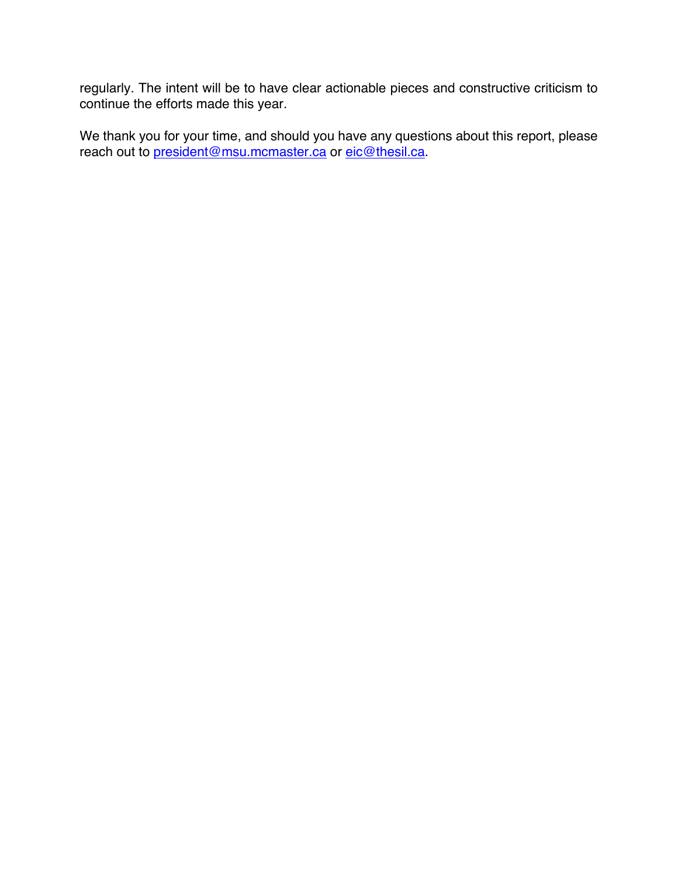regularly. The intent will be to have clear actionable pieces and constructive criticism to continue the efforts made this year.

We thank you for your time, and should you have any questions about this report, please reach out to president@msu.mcmaster.ca or eic@thesil.ca.